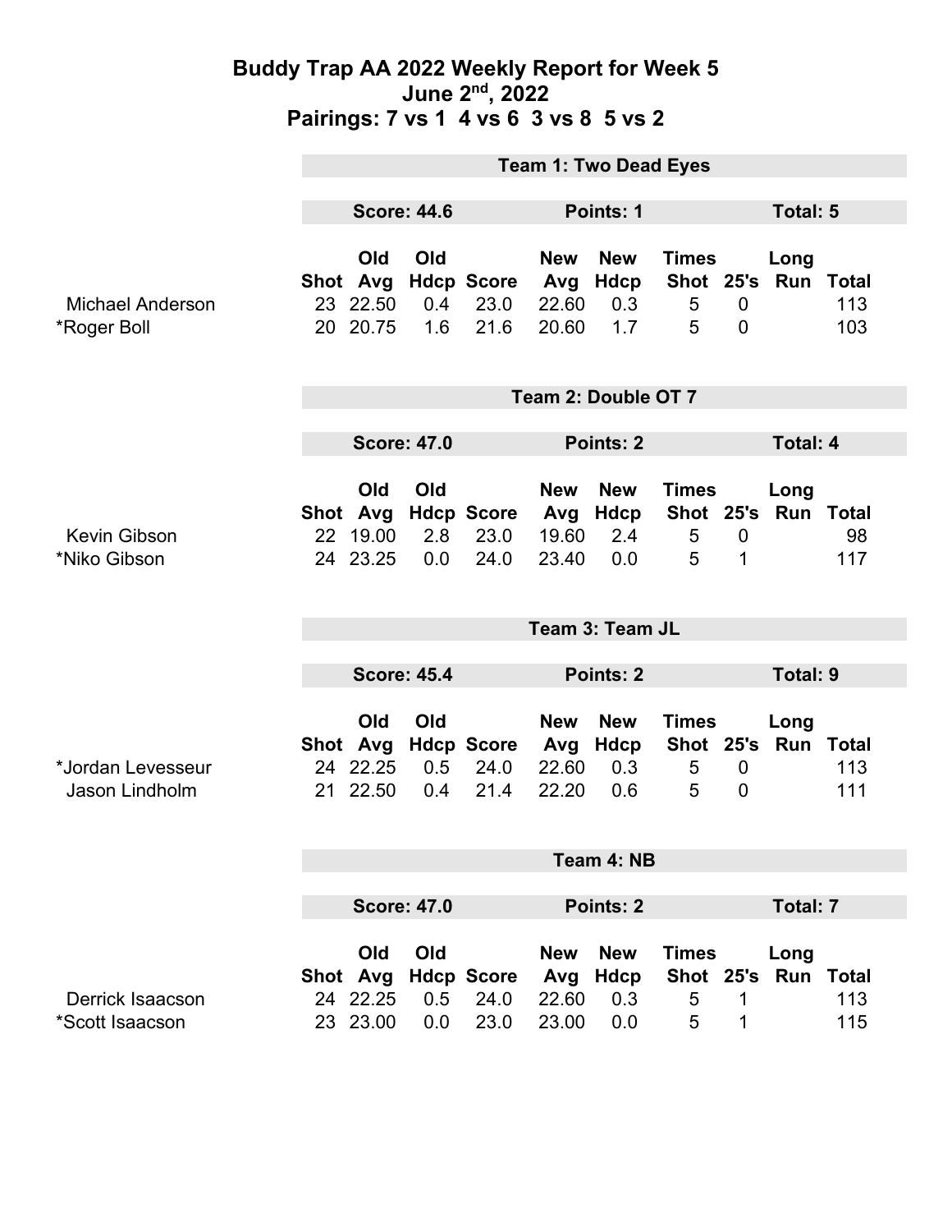# Buddy Trap AA 2022 Weekly Report for Week 5
## June 2nd, 2022
## Pairings: 7 vs 1 4 vs 6 3 vs 8 5 vs 2

### Team 1: Two Dead Eyes

**Score: 44.6** **Points: 1** **Total: 5**

| | Shot | Old Avg | Old Hdcp | Score | New Avg | New Hdcp | Times Shot | 25's | Long Run | Total |
|---|---|---|---|---|---|---|---|---|---|---|
| Michael Anderson | 23 | 22.50 | 0.4 | 23.0 | 22.60 | 0.3 | 5 | 0 | | 113 |
| *Roger Boll | 20 | 20.75 | 1.6 | 21.6 | 20.60 | 1.7 | 5 | 0 | | 103 |

### Team 2: Double OT 7

**Score: 47.0** **Points: 2** **Total: 4**

| | Shot | Old Avg | Old Hdcp | Score | New Avg | New Hdcp | Times Shot | 25's | Long Run | Total |
|---|---|---|---|---|---|---|---|---|---|---|
| Kevin Gibson | 22 | 19.00 | 2.8 | 23.0 | 19.60 | 2.4 | 5 | 0 | | 98 |
| *Niko Gibson | 24 | 23.25 | 0.0 | 24.0 | 23.40 | 0.0 | 5 | 1 | | 117 |

### Team 3: Team JL

**Score: 45.4** **Points: 2** **Total: 9**

| | Shot | Old Avg | Old Hdcp | Score | New Avg | New Hdcp | Times Shot | 25's | Long Run | Total |
|---|---|---|---|---|---|---|---|---|---|---|
| *Jordan Levesseur | 24 | 22.25 | 0.5 | 24.0 | 22.60 | 0.3 | 5 | 0 | | 113 |
| Jason Lindholm | 21 | 22.50 | 0.4 | 21.4 | 22.20 | 0.6 | 5 | 0 | | 111 |

### Team 4: NB

**Score: 47.0** **Points: 2** **Total: 7**

| | Shot | Old Avg | Old Hdcp | Score | New Avg | New Hdcp | Times Shot | 25's | Long Run | Total |
|---|---|---|---|---|---|---|---|---|---|---|
| Derrick Isaacson | 24 | 22.25 | 0.5 | 24.0 | 22.60 | 0.3 | 5 | 1 | | 113 |
| *Scott Isaacson | 23 | 23.00 | 0.0 | 23.0 | 23.00 | 0.0 | 5 | 1 | | 115 |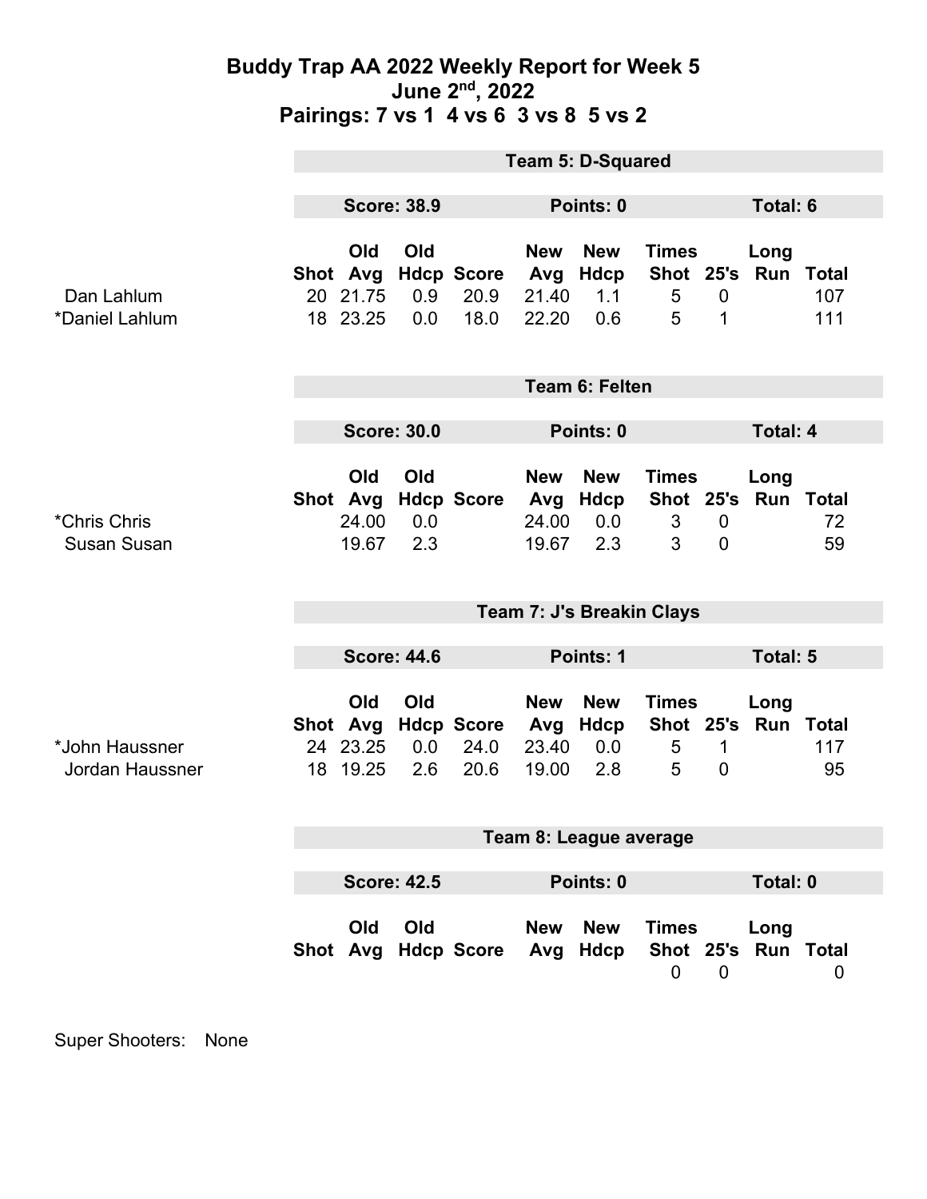# Buddy Trap AA 2022 Weekly Report for Week 5
## June 2nd, 2022
## Pairings: 7 vs 1 4 vs 6 3 vs 8 5 vs 2

### Team 5: D-Squared

**Score: 38.9** | **Points: 0** | **Total: 6**

| | Shot | Old Avg | Old Hdcp | Score | New Avg | New Hdcp | Times Shot | 25's | Long Run | Total |
|---|---|---|---|---|---|---|---|---|---|---|
| Dan Lahlum | 20 | 21.75 | 0.9 | 20.9 | 21.40 | 1.1 | 5 | 0 | | 107 |
| *Daniel Lahlum | 18 | 23.25 | 0.0 | 18.0 | 22.20 | 0.6 | 5 | 1 | | 111 |

### Team 6: Felten

**Score: 30.0** | **Points: 0** | **Total: 4**

| | Shot | Old Avg | Old Hdcp | Score | New Avg | New Hdcp | Times Shot | 25's | Long Run | Total |
|---|---|---|---|---|---|---|---|---|---|---|
| *Chris Chris | | 24.00 | 0.0 | | 24.00 | 0.0 | 3 | 0 | | 72 |
| Susan Susan | | 19.67 | 2.3 | | 19.67 | 2.3 | 3 | 0 | | 59 |

### Team 7: J's Breakin Clays

**Score: 44.6** | **Points: 1** | **Total: 5**

| | Shot | Old Avg | Old Hdcp | Score | New Avg | New Hdcp | Times Shot | 25's | Long Run | Total |
|---|---|---|---|---|---|---|---|---|---|---|
| *John Haussner | 24 | 23.25 | 0.0 | 24.0 | 23.40 | 0.0 | 5 | 1 | | 117 |
| Jordan Haussner | 18 | 19.25 | 2.6 | 20.6 | 19.00 | 2.8 | 5 | 0 | | 95 |

### Team 8: League average

**Score: 42.5** | **Points: 0** | **Total: 0**

| | Shot | Old Avg | Old Hdcp | Score | New Avg | New Hdcp | Times Shot | 25's | Long Run | Total |
|---|---|---|---|---|---|---|---|---|---|---|
| | | | | | | | 0 | 0 | | 0 |

Super Shooters: None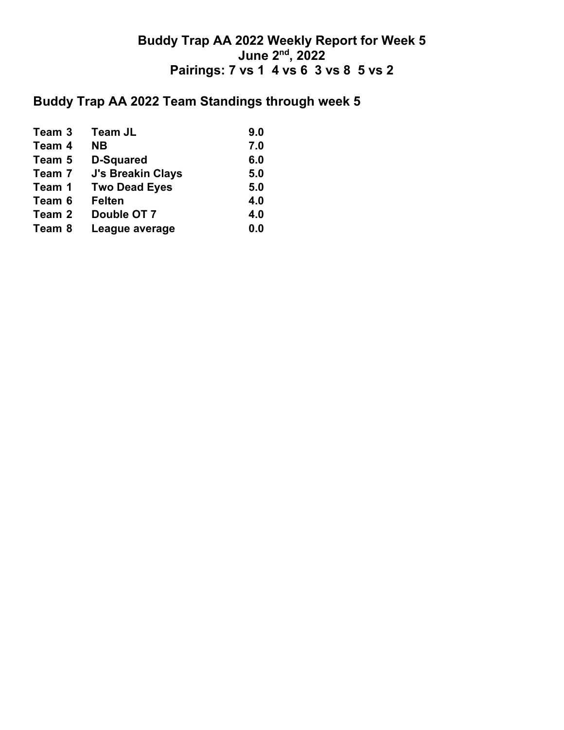# Buddy Trap AA 2022 Weekly Report for Week 5

## June 2nd, 2022

## Pairings: 7 vs 1  4 vs 6  3 vs 8  5 vs 2

## Buddy Trap AA 2022 Team Standings through week 5

| | | |
|---|---|---|
| Team 3 | Team JL | 9.0 |
| Team 4 | NB | 7.0 |
| Team 5 | D-Squared | 6.0 |
| Team 7 | J's Breakin Clays | 5.0 |
| Team 1 | Two Dead Eyes | 5.0 |
| Team 6 | Felten | 4.0 |
| Team 2 | Double OT 7 | 4.0 |
| Team 8 | League average | 0.0 |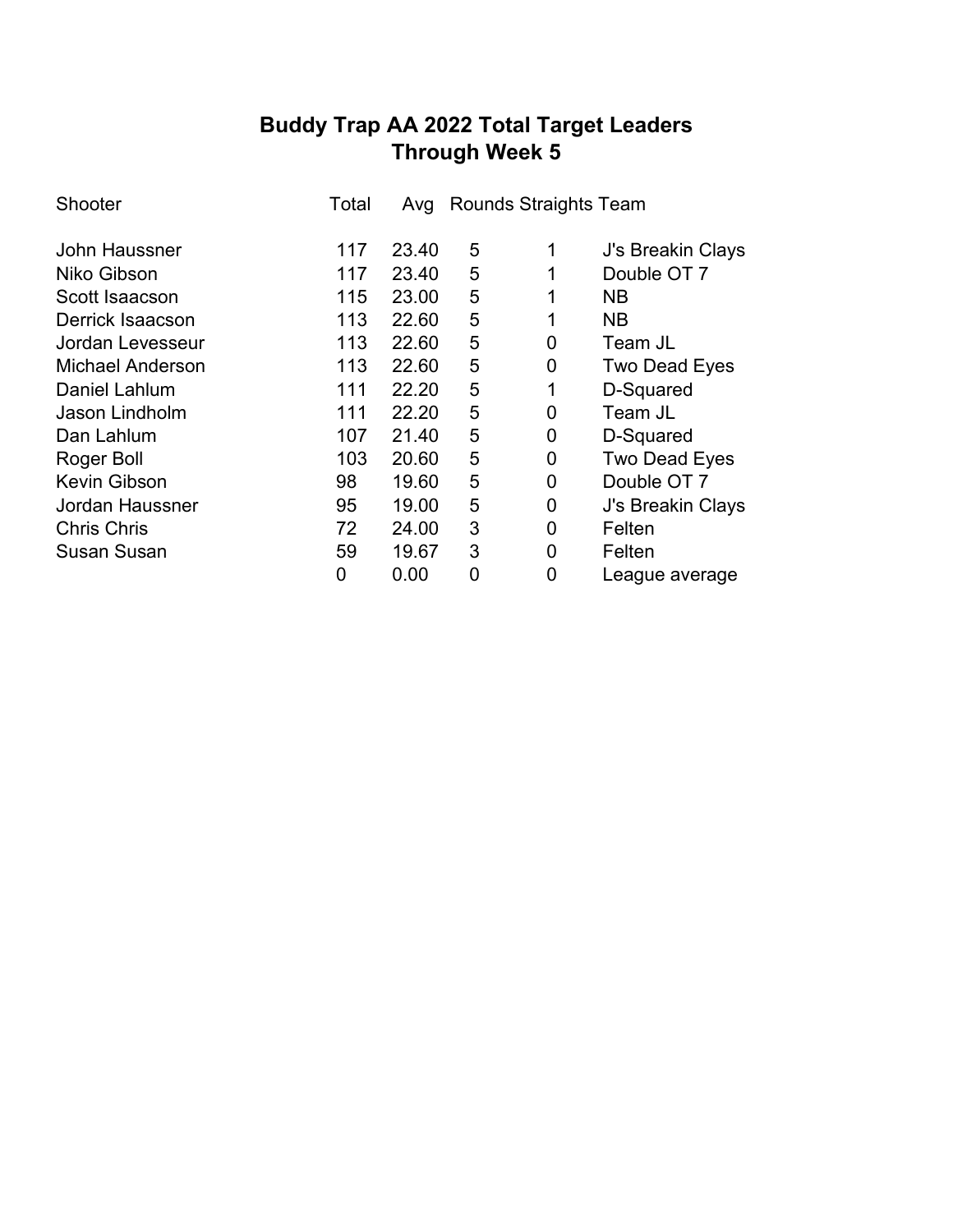# Buddy Trap AA 2022 Total Target Leaders
## Through Week 5

| Shooter | Total | Avg | Rounds | Straights | Team |
|---|---|---|---|---|---|
| John Haussner | 117 | 23.40 | 5 | 1 | J's Breakin Clays |
| Niko Gibson | 117 | 23.40 | 5 | 1 | Double OT 7 |
| Scott Isaacson | 115 | 23.00 | 5 | 1 | NB |
| Derrick Isaacson | 113 | 22.60 | 5 | 1 | NB |
| Jordan Levesseur | 113 | 22.60 | 5 | 0 | Team JL |
| Michael Anderson | 113 | 22.60 | 5 | 0 | Two Dead Eyes |
| Daniel Lahlum | 111 | 22.20 | 5 | 1 | D-Squared |
| Jason Lindholm | 111 | 22.20 | 5 | 0 | Team JL |
| Dan Lahlum | 107 | 21.40 | 5 | 0 | D-Squared |
| Roger Boll | 103 | 20.60 | 5 | 0 | Two Dead Eyes |
| Kevin Gibson | 98 | 19.60 | 5 | 0 | Double OT 7 |
| Jordan Haussner | 95 | 19.00 | 5 | 0 | J's Breakin Clays |
| Chris Chris | 72 | 24.00 | 3 | 0 | Felten |
| Susan Susan | 59 | 19.67 | 3 | 0 | Felten |
| | 0 | 0.00 | 0 | 0 | League average |